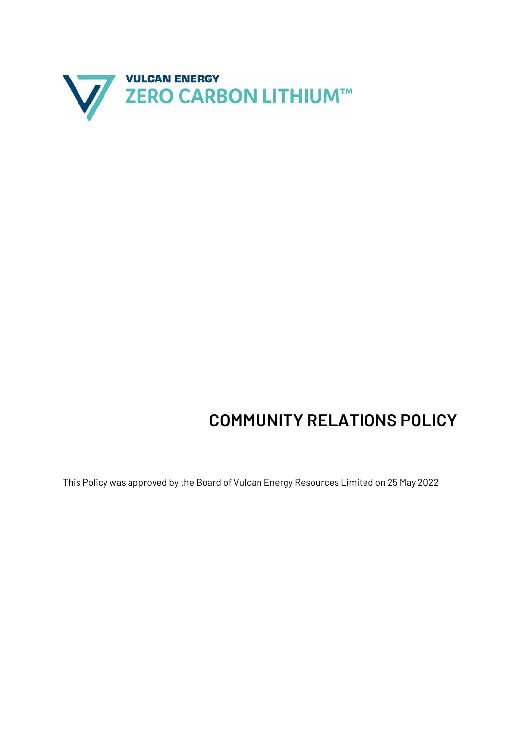VULCAN ENERGY
ZERO CARBON LITHIUM™

# COMMUNITY RELATIONS POLICY

This Policy was approved by the Board of Vulcan Energy Resources Limited on 25 May 2022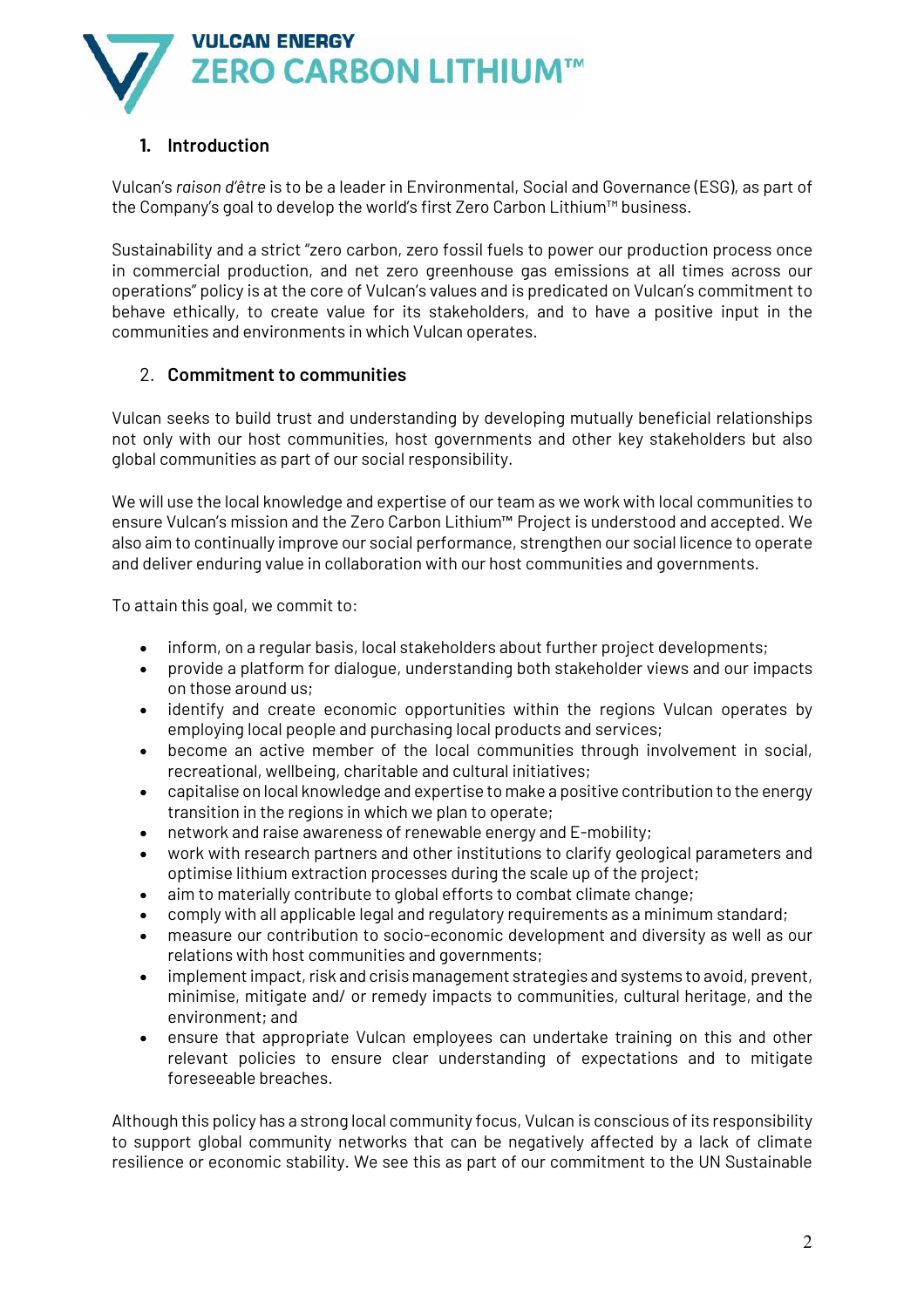## 1. Introduction

Vulcan's *raison d'être* is to be a leader in Environmental, Social and Governance (ESG), as part of the Company's goal to develop the world's first Zero Carbon Lithium™ business.

Sustainability and a strict "zero carbon, zero fossil fuels to power our production process once in commercial production, and net zero greenhouse gas emissions at all times across our operations" policy is at the core of Vulcan's values and is predicated on Vulcan's commitment to behave ethically, to create value for its stakeholders, and to have a positive input in the communities and environments in which Vulcan operates.

## 2. Commitment to communities

Vulcan seeks to build trust and understanding by developing mutually beneficial relationships not only with our host communities, host governments and other key stakeholders but also global communities as part of our social responsibility.

We will use the local knowledge and expertise of our team as we work with local communities to ensure Vulcan's mission and the Zero Carbon Lithium™ Project is understood and accepted. We also aim to continually improve our social performance, strengthen our social licence to operate and deliver enduring value in collaboration with our host communities and governments.

To attain this goal, we commit to:

- inform, on a regular basis, local stakeholders about further project developments;
- provide a platform for dialogue, understanding both stakeholder views and our impacts on those around us;
- identify and create economic opportunities within the regions Vulcan operates by employing local people and purchasing local products and services;
- become an active member of the local communities through involvement in social, recreational, wellbeing, charitable and cultural initiatives;
- capitalise on local knowledge and expertise to make a positive contribution to the energy transition in the regions in which we plan to operate;
- network and raise awareness of renewable energy and E-mobility;
- work with research partners and other institutions to clarify geological parameters and optimise lithium extraction processes during the scale up of the project;
- aim to materially contribute to global efforts to combat climate change;
- comply with all applicable legal and regulatory requirements as a minimum standard;
- measure our contribution to socio-economic development and diversity as well as our relations with host communities and governments;
- implement impact, risk and crisis management strategies and systems to avoid, prevent, minimise, mitigate and/ or remedy impacts to communities, cultural heritage, and the environment; and
- ensure that appropriate Vulcan employees can undertake training on this and other relevant policies to ensure clear understanding of expectations and to mitigate foreseeable breaches.

Although this policy has a strong local community focus, Vulcan is conscious of its responsibility to support global community networks that can be negatively affected by a lack of climate resilience or economic stability. We see this as part of our commitment to the UN Sustainable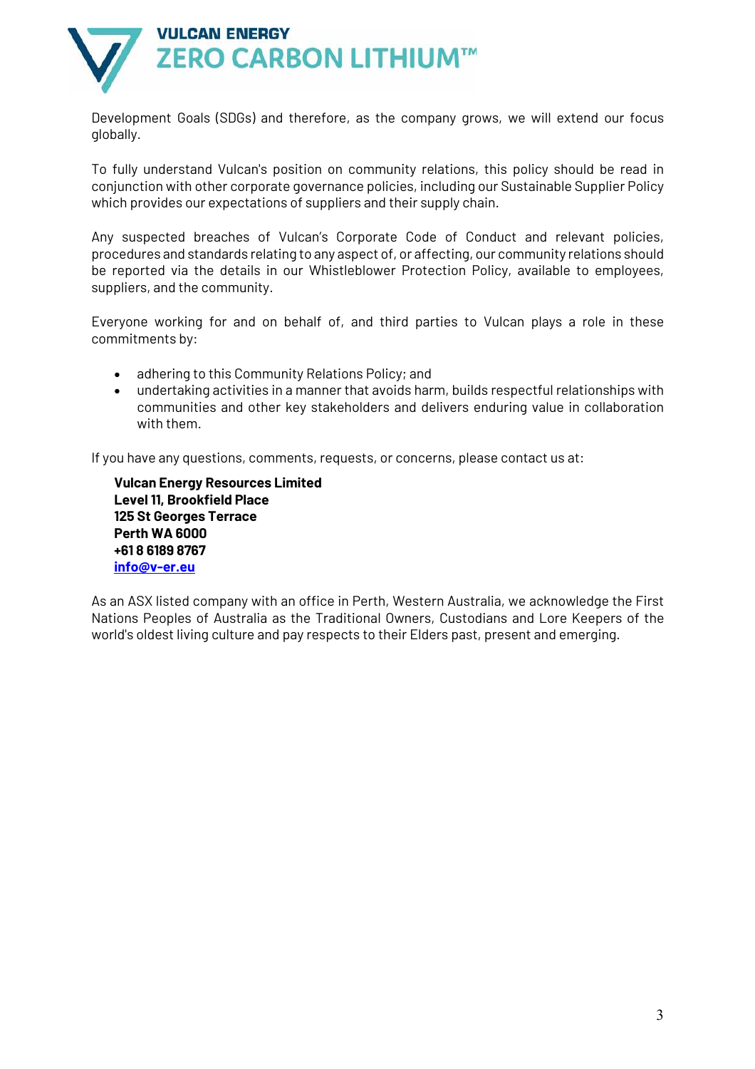Development Goals (SDGs) and therefore, as the company grows, we will extend our focus globally.

To fully understand Vulcan's position on community relations, this policy should be read in conjunction with other corporate governance policies, including our Sustainable Supplier Policy which provides our expectations of suppliers and their supply chain.

Any suspected breaches of Vulcan's Corporate Code of Conduct and relevant policies, procedures and standards relating to any aspect of, or affecting, our community relations should be reported via the details in our Whistleblower Protection Policy, available to employees, suppliers, and the community.

Everyone working for and on behalf of, and third parties to Vulcan plays a role in these commitments by:

- adhering to this Community Relations Policy; and
- undertaking activities in a manner that avoids harm, builds respectful relationships with communities and other key stakeholders and delivers enduring value in collaboration with them.

If you have any questions, comments, requests, or concerns, please contact us at:

**Vulcan Energy Resources Limited**
**Level 11, Brookfield Place**
**125 St Georges Terrace**
**Perth WA 6000**
**+61 8 6189 8767**
**info@v-er.eu**

As an ASX listed company with an office in Perth, Western Australia, we acknowledge the First Nations Peoples of Australia as the Traditional Owners, Custodians and Lore Keepers of the world's oldest living culture and pay respects to their Elders past, present and emerging.